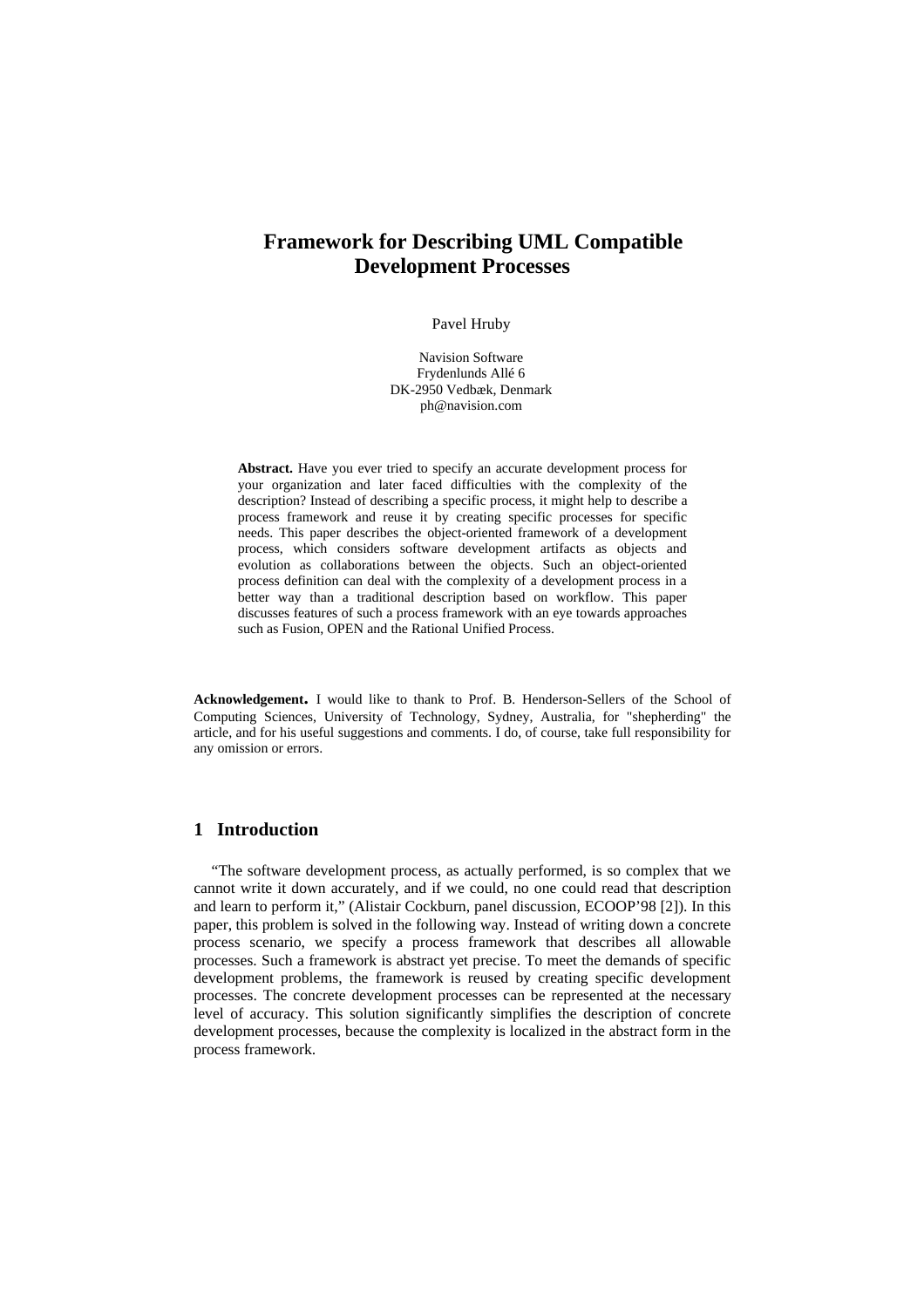# Framework for Describing UML Compatible Development Processes

Pavel Hruby

Navision Software
Frydenlunds Allé 6
DK-2950 Vedbæk, Denmark
ph@navision.com

**Abstract.** Have you ever tried to specify an accurate development process for your organization and later faced difficulties with the complexity of the description? Instead of describing a specific process, it might help to describe a process framework and reuse it by creating specific processes for specific needs. This paper describes the object-oriented framework of a development process, which considers software development artifacts as objects and evolution as collaborations between the objects. Such an object-oriented process definition can deal with the complexity of a development process in a better way than a traditional description based on workflow. This paper discusses features of such a process framework with an eye towards approaches such as Fusion, OPEN and the Rational Unified Process.

**Acknowledgement.** I would like to thank to Prof. B. Henderson-Sellers of the School of Computing Sciences, University of Technology, Sydney, Australia, for "shepherding" the article, and for his useful suggestions and comments. I do, of course, take full responsibility for any omission or errors.

## 1 Introduction

"The software development process, as actually performed, is so complex that we cannot write it down accurately, and if we could, no one could read that description and learn to perform it," (Alistair Cockburn, panel discussion, ECOOP'98 [2]). In this paper, this problem is solved in the following way. Instead of writing down a concrete process scenario, we specify a process framework that describes all allowable processes. Such a framework is abstract yet precise. To meet the demands of specific development problems, the framework is reused by creating specific development processes. The concrete development processes can be represented at the necessary level of accuracy. This solution significantly simplifies the description of concrete development processes, because the complexity is localized in the abstract form in the process framework.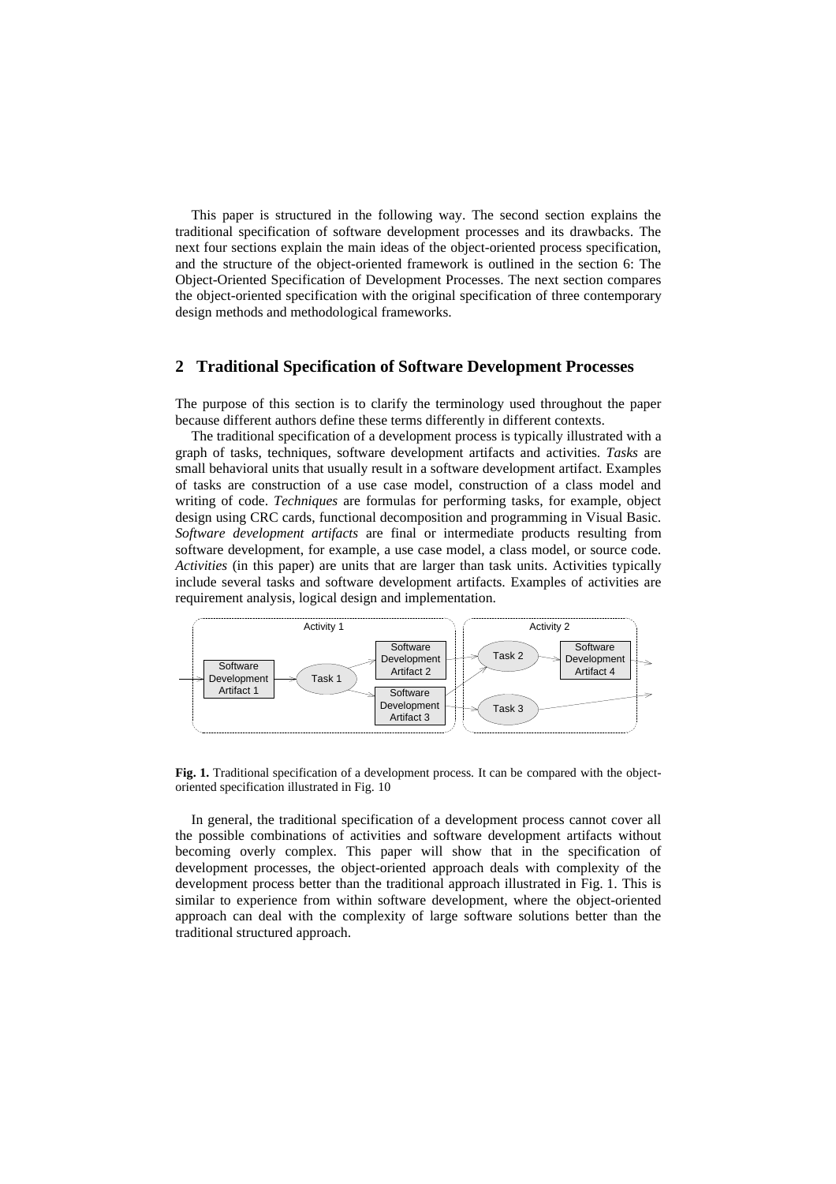This paper is structured in the following way. The second section explains the traditional specification of software development processes and its drawbacks. The next four sections explain the main ideas of the object-oriented process specification, and the structure of the object-oriented framework is outlined in the section 6: The Object-Oriented Specification of Development Processes. The next section compares the object-oriented specification with the original specification of three contemporary design methods and methodological frameworks.

## 2 Traditional Specification of Software Development Processes

The purpose of this section is to clarify the terminology used throughout the paper because different authors define these terms differently in different contexts.

The traditional specification of a development process is typically illustrated with a graph of tasks, techniques, software development artifacts and activities. *Tasks* are small behavioral units that usually result in a software development artifact. Examples of tasks are construction of a use case model, construction of a class model and writing of code. *Techniques* are formulas for performing tasks, for example, object design using CRC cards, functional decomposition and programming in Visual Basic. *Software development artifacts* are final or intermediate products resulting from software development, for example, a use case model, a class model, or source code. *Activities* (in this paper) are units that are larger than task units. Activities typically include several tasks and software development artifacts. Examples of activities are requirement analysis, logical design and implementation.

Activity 1
Software Development Artifact 1
Task 1
Software Development Artifact 2
Software Development Artifact 3
Activity 2
Task 2
Software Development Artifact 4
Task 3

**Fig. 1.** Traditional specification of a development process. It can be compared with the object-oriented specification illustrated in Fig. 10

In general, the traditional specification of a development process cannot cover all the possible combinations of activities and software development artifacts without becoming overly complex. This paper will show that in the specification of development processes, the object-oriented approach deals with complexity of the development process better than the traditional approach illustrated in Fig. 1. This is similar to experience from within software development, where the object-oriented approach can deal with the complexity of large software solutions better than the traditional structured approach.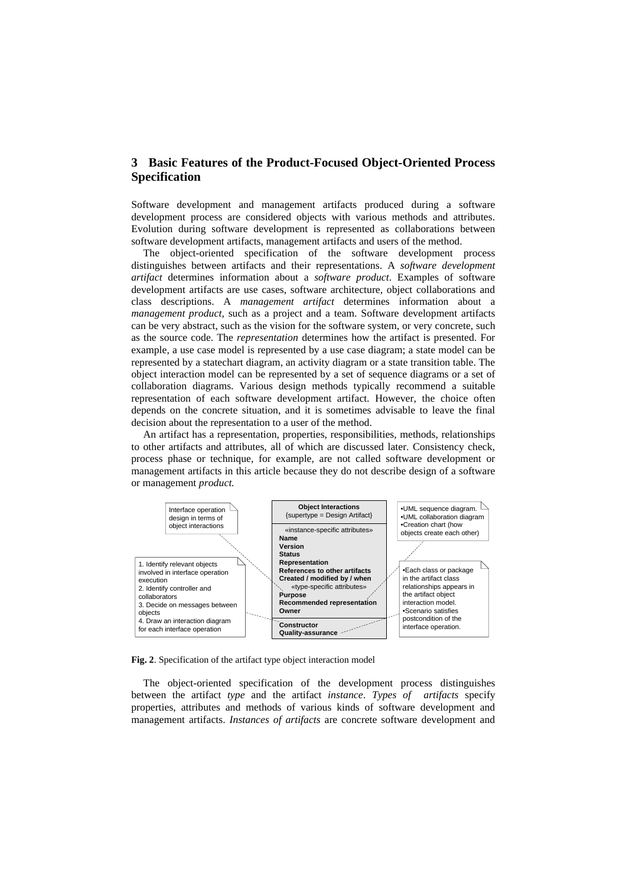## 3 Basic Features of the Product-Focused Object-Oriented Process Specification

Software development and management artifacts produced during a software development process are considered objects with various methods and attributes. Evolution during software development is represented as collaborations between software development artifacts, management artifacts and users of the method.

The object-oriented specification of the software development process distinguishes between artifacts and their representations. A *software development artifact* determines information about a *software product*. Examples of software development artifacts are use cases, software architecture, object collaborations and class descriptions. A *management artifact* determines information about a *management product*, such as a project and a team. Software development artifacts can be very abstract, such as the vision for the software system, or very concrete, such as the source code. The *representation* determines how the artifact is presented. For example, a use case model is represented by a use case diagram; a state model can be represented by a statechart diagram, an activity diagram or a state transition table. The object interaction model can be represented by a set of sequence diagrams or a set of collaboration diagrams. Various design methods typically recommend a suitable representation of each software development artifact. However, the choice often depends on the concrete situation, and it is sometimes advisable to leave the final decision about the representation to a user of the method.

An artifact has a representation, properties, responsibilities, methods, relationships to other artifacts and attributes, all of which are discussed later. Consistency check, process phase or technique, for example, are not called software development or management artifacts in this article because they do not describe design of a software or management *product.*

Interface operation design in terms of object interactions

1. Identify relevant objects involved in interface operation execution
2. Identify controller and collaborators
3. Decide on messages between objects
4. Draw an interaction diagram for each interface operation

**Object Interactions**
{supertype = Design Artifact}

«instance-specific attributes»
**Name**
**Version**
**Status**
**Representation**
**References to other artifacts**
**Created / modified by / when**
«type-specific attributes»
**Purpose**
**Recommended representation**
**Owner**

**Constructor**
**Quality-assurance**

•UML sequence diagram.
•UML collaboration diagram
•Creation chart (how objects create each other)

•Each class or package in the artifact class relationships appears in the artifact object interaction model.
•Scenario satisfies postcondition of the interface operation.

**Fig. 2**. Specification of the artifact type object interaction model

The object-oriented specification of the development process distinguishes between the artifact *type* and the artifact *instance*. *Types of artifacts* specify properties, attributes and methods of various kinds of software development and management artifacts. *Instances of artifacts* are concrete software development and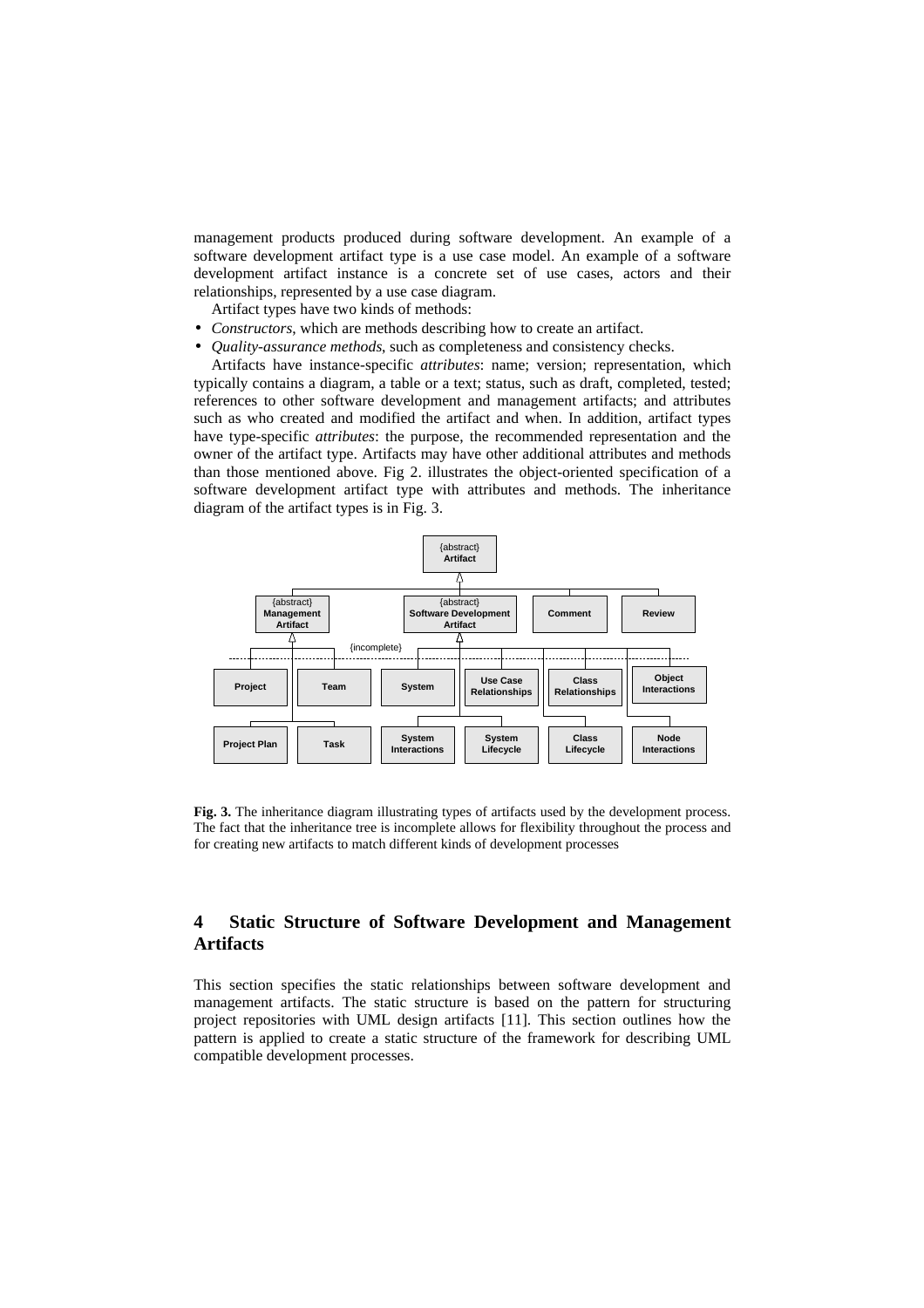management products produced during software development. An example of a software development artifact type is a use case model. An example of a software development artifact instance is a concrete set of use cases, actors and their relationships, represented by a use case diagram.

Artifact types have two kinds of methods:

- *Constructors*, which are methods describing how to create an artifact.
- *Quality-assurance methods*, such as completeness and consistency checks.

Artifacts have instance-specific *attributes*: name; version; representation, which typically contains a diagram, a table or a text; status, such as draft, completed, tested; references to other software development and management artifacts; and attributes such as who created and modified the artifact and when. In addition, artifact types have type-specific *attributes*: the purpose, the recommended representation and the owner of the artifact type. Artifacts may have other additional attributes and methods than those mentioned above. Fig 2. illustrates the object-oriented specification of a software development artifact type with attributes and methods. The inheritance diagram of the artifact types is in Fig. 3.

**Fig. 3.** The inheritance diagram illustrating types of artifacts used by the development process. The fact that the inheritance tree is incomplete allows for flexibility throughout the process and for creating new artifacts to match different kinds of development processes

## 4 Static Structure of Software Development and Management Artifacts

This section specifies the static relationships between software development and management artifacts. The static structure is based on the pattern for structuring project repositories with UML design artifacts [11]. This section outlines how the pattern is applied to create a static structure of the framework for describing UML compatible development processes.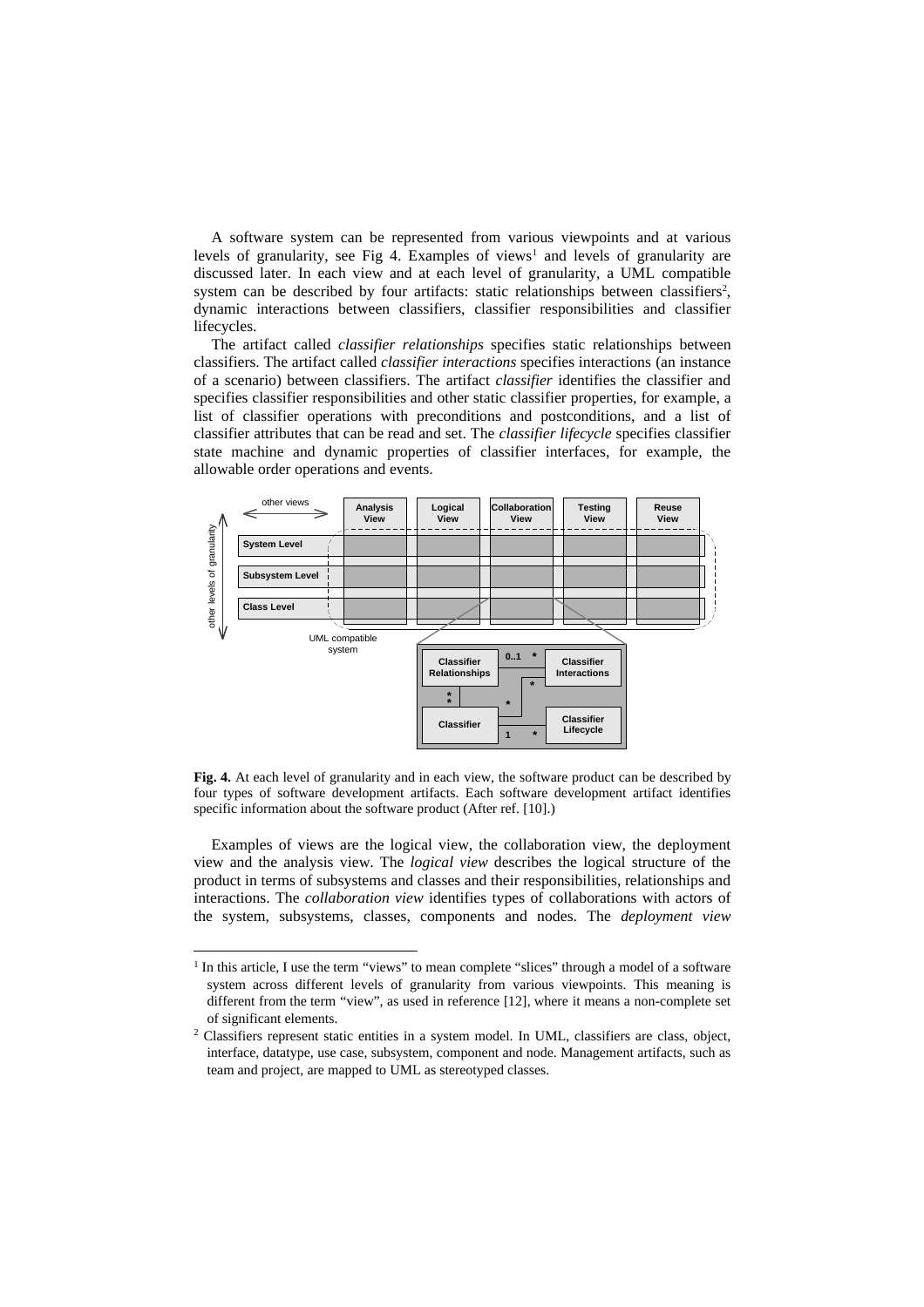A software system can be represented from various viewpoints and at various levels of granularity, see Fig 4. Examples of views[1] and levels of granularity are discussed later. In each view and at each level of granularity, a UML compatible system can be described by four artifacts: static relationships between classifiers[2], dynamic interactions between classifiers, classifier responsibilities and classifier lifecycles.

The artifact called *classifier relationships* specifies static relationships between classifiers. The artifact called *classifier interactions* specifies interactions (an instance of a scenario) between classifiers. The artifact *classifier* identifies the classifier and specifies classifier responsibilities and other static classifier properties, for example, a list of classifier operations with preconditions and postconditions, and a list of classifier attributes that can be read and set. The *classifier lifecycle* specifies classifier state machine and dynamic properties of classifier interfaces, for example, the allowable order operations and events.

**Fig. 4.** At each level of granularity and in each view, the software product can be described by four types of software development artifacts. Each software development artifact identifies specific information about the software product (After ref. [10].)

Examples of views are the logical view, the collaboration view, the deployment view and the analysis view. The *logical view* describes the logical structure of the product in terms of subsystems and classes and their responsibilities, relationships and interactions. The *collaboration view* identifies types of collaborations with actors of the system, subsystems, classes, components and nodes. The *deployment view*

[1] In this article, I use the term "views" to mean complete "slices" through a model of a software system across different levels of granularity from various viewpoints. This meaning is different from the term "view", as used in reference [12], where it means a non-complete set of significant elements.

[2] Classifiers represent static entities in a system model. In UML, classifiers are class, object, interface, datatype, use case, subsystem, component and node. Management artifacts, such as team and project, are mapped to UML as stereotyped classes.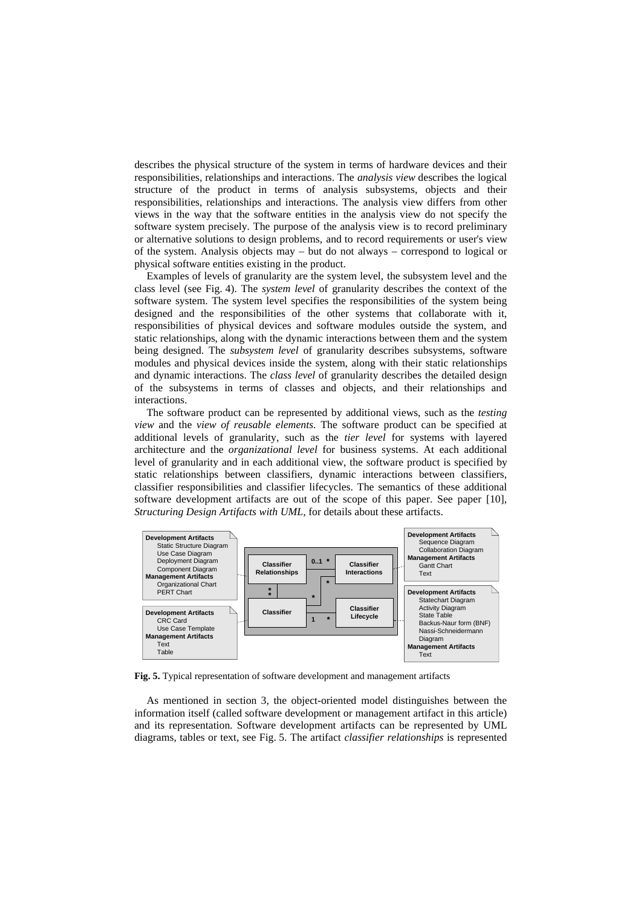describes the physical structure of the system in terms of hardware devices and their responsibilities, relationships and interactions. The *analysis view* describes the logical structure of the product in terms of analysis subsystems, objects and their responsibilities, relationships and interactions. The analysis view differs from other views in the way that the software entities in the analysis view do not specify the software system precisely. The purpose of the analysis view is to record preliminary or alternative solutions to design problems, and to record requirements or user's view of the system. Analysis objects may – but do not always – correspond to logical or physical software entities existing in the product.

Examples of levels of granularity are the system level, the subsystem level and the class level (see Fig. 4). The *system level* of granularity describes the context of the software system. The system level specifies the responsibilities of the system being designed and the responsibilities of the other systems that collaborate with it, responsibilities of physical devices and software modules outside the system, and static relationships, along with the dynamic interactions between them and the system being designed. The *subsystem level* of granularity describes subsystems, software modules and physical devices inside the system, along with their static relationships and dynamic interactions. The *class level* of granularity describes the detailed design of the subsystems in terms of classes and objects, and their relationships and interactions.

The software product can be represented by additional views, such as the *testing view* and the *view of reusable elements*. The software product can be specified at additional levels of granularity, such as the *tier level* for systems with layered architecture and the *organizational level* for business systems. At each additional level of granularity and in each additional view, the software product is specified by static relationships between classifiers, dynamic interactions between classifiers, classifier responsibilities and classifier lifecycles. The semantics of these additional software development artifacts are out of the scope of this paper. See paper [10], *Structuring Design Artifacts with UML*, for details about these artifacts.

**Development Artifacts**
Static Structure Diagram
Use Case Diagram
Deployment Diagram
Component Diagram
**Management Artifacts**
Organizational Chart
PERT Chart

**Development Artifacts**
CRC Card
Use Case Template
**Management Artifacts**
Text
Table

Classifier Relationships
Classifier Interactions
Classifier
Classifier Lifecycle
0..1 *
*
* *
*
1 *

**Development Artifacts**
Sequence Diagram
Collaboration Diagram
**Management Artifacts**
Gantt Chart
Text

**Development Artifacts**
Statechart Diagram
Activity Diagram
State Table
Backus-Naur form (BNF)
Nassi-Schneidermann Diagram
**Management Artifacts**
Text

**Fig. 5.** Typical representation of software development and management artifacts

As mentioned in section 3, the object-oriented model distinguishes between the information itself (called software development or management artifact in this article) and its representation. Software development artifacts can be represented by UML diagrams, tables or text, see Fig. 5. The artifact *classifier relationships* is represented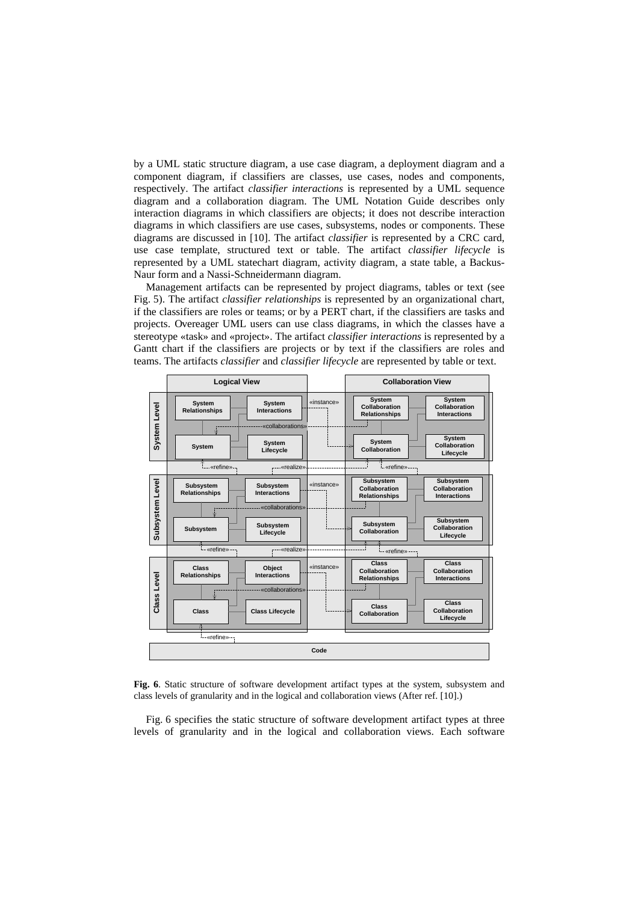by a UML static structure diagram, a use case diagram, a deployment diagram and a component diagram, if classifiers are classes, use cases, nodes and components, respectively. The artifact *classifier interactions* is represented by a UML sequence diagram and a collaboration diagram. The UML Notation Guide describes only interaction diagrams in which classifiers are objects; it does not describe interaction diagrams in which classifiers are use cases, subsystems, nodes or components. These diagrams are discussed in [10]. The artifact *classifier* is represented by a CRC card, use case template, structured text or table. The artifact *classifier lifecycle* is represented by a UML statechart diagram, activity diagram, a state table, a Backus-Naur form and a Nassi-Schneidermann diagram.

Management artifacts can be represented by project diagrams, tables or text (see Fig. 5). The artifact *classifier relationships* is represented by an organizational chart, if the classifiers are roles or teams; or by a PERT chart, if the classifiers are tasks and projects. Overeager UML users can use class diagrams, in which the classes have a stereotype «task» and «project». The artifact *classifier interactions* is represented by a Gantt chart if the classifiers are projects or by text if the classifiers are roles and teams. The artifacts *classifier* and *classifier lifecycle* are represented by table or text.

**Fig. 6**. Static structure of software development artifact types at the system, subsystem and class levels of granularity and in the logical and collaboration views (After ref. [10].)

Fig. 6 specifies the static structure of software development artifact types at three levels of granularity and in the logical and collaboration views. Each software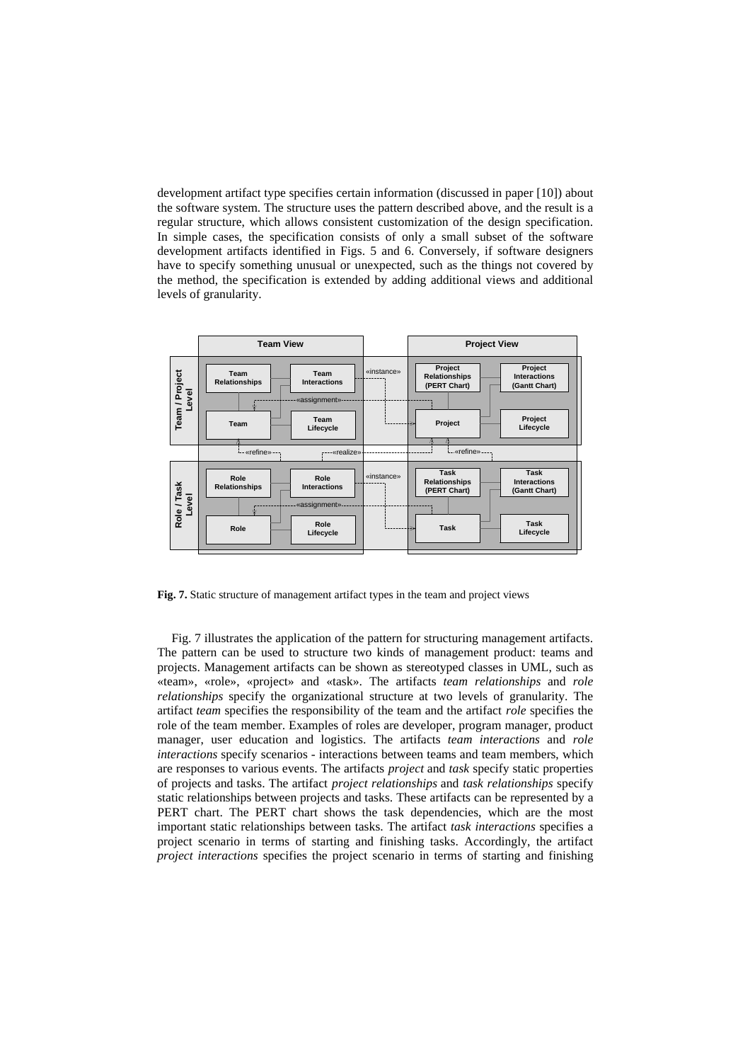development artifact type specifies certain information (discussed in paper [10]) about the software system. The structure uses the pattern described above, and the result is a regular structure, which allows consistent customization of the design specification. In simple cases, the specification consists of only a small subset of the software development artifacts identified in Figs. 5 and 6. Conversely, if software designers have to specify something unusual or unexpected, such as the things not covered by the method, the specification is extended by adding additional views and additional levels of granularity.

Team View

Project View

Team / Project Level

Team Relationships

Team Interactions

«instance»

Project Relationships (PERT Chart)

Project Interactions (Gantt Chart)

«assignment»

Team

Team Lifecycle

Project

Project Lifecycle

«refine»

«realize»

«refine»

Role / Task Level

Role Relationships

Role Interactions

«instance»

Task Relationships (PERT Chart)

Task Interactions (Gantt Chart)

«assignment»

Role

Role Lifecycle

Task

Task Lifecycle

**Fig. 7.** Static structure of management artifact types in the team and project views

Fig. 7 illustrates the application of the pattern for structuring management artifacts. The pattern can be used to structure two kinds of management product: teams and projects. Management artifacts can be shown as stereotyped classes in UML, such as «team», «role», «project» and «task». The artifacts *team relationships* and *role relationships* specify the organizational structure at two levels of granularity. The artifact *team* specifies the responsibility of the team and the artifact *role* specifies the role of the team member. Examples of roles are developer, program manager, product manager, user education and logistics. The artifacts *team interactions* and *role interactions* specify scenarios - interactions between teams and team members, which are responses to various events. The artifacts *project* and *task* specify static properties of projects and tasks. The artifact *project relationships* and *task relationships* specify static relationships between projects and tasks. These artifacts can be represented by a PERT chart. The PERT chart shows the task dependencies, which are the most important static relationships between tasks. The artifact *task interactions* specifies a project scenario in terms of starting and finishing tasks. Accordingly, the artifact *project interactions* specifies the project scenario in terms of starting and finishing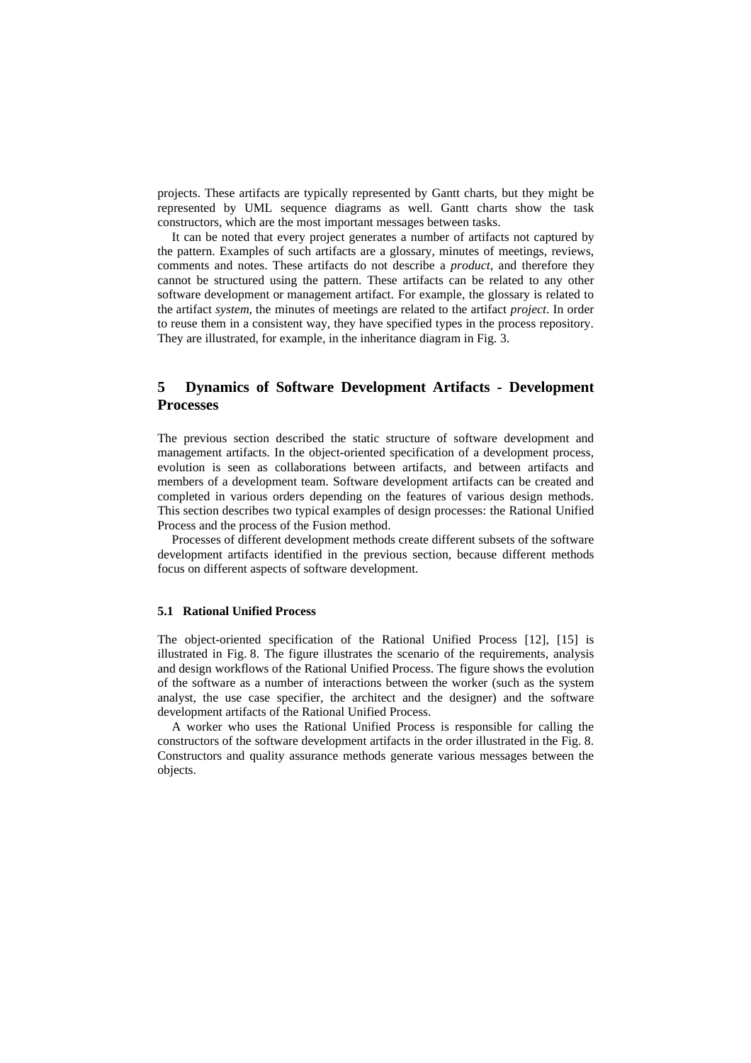projects. These artifacts are typically represented by Gantt charts, but they might be represented by UML sequence diagrams as well. Gantt charts show the task constructors, which are the most important messages between tasks.

It can be noted that every project generates a number of artifacts not captured by the pattern. Examples of such artifacts are a glossary, minutes of meetings, reviews, comments and notes. These artifacts do not describe a *product*, and therefore they cannot be structured using the pattern. These artifacts can be related to any other software development or management artifact. For example, the glossary is related to the artifact *system*, the minutes of meetings are related to the artifact *project*. In order to reuse them in a consistent way, they have specified types in the process repository. They are illustrated, for example, in the inheritance diagram in Fig. 3.

## 5 Dynamics of Software Development Artifacts - Development Processes

The previous section described the static structure of software development and management artifacts. In the object-oriented specification of a development process, evolution is seen as collaborations between artifacts, and between artifacts and members of a development team. Software development artifacts can be created and completed in various orders depending on the features of various design methods. This section describes two typical examples of design processes: the Rational Unified Process and the process of the Fusion method.

Processes of different development methods create different subsets of the software development artifacts identified in the previous section, because different methods focus on different aspects of software development.

### 5.1 Rational Unified Process

The object-oriented specification of the Rational Unified Process [12], [15] is illustrated in Fig. 8. The figure illustrates the scenario of the requirements, analysis and design workflows of the Rational Unified Process. The figure shows the evolution of the software as a number of interactions between the worker (such as the system analyst, the use case specifier, the architect and the designer) and the software development artifacts of the Rational Unified Process.

A worker who uses the Rational Unified Process is responsible for calling the constructors of the software development artifacts in the order illustrated in the Fig. 8. Constructors and quality assurance methods generate various messages between the objects.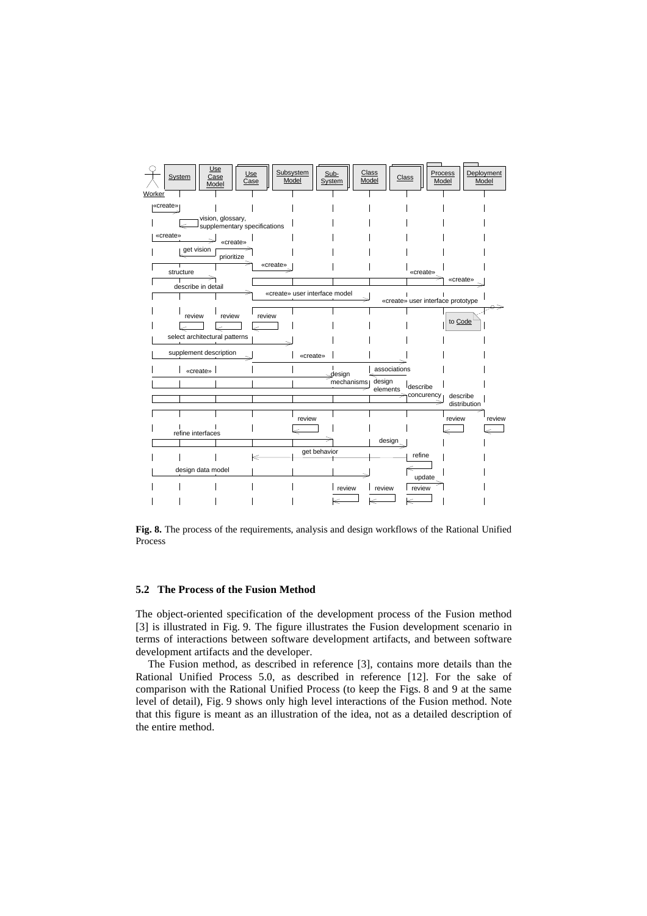**Fig. 8.** The process of the requirements, analysis and design workflows of the Rational Unified Process

### 5.2 The Process of the Fusion Method

The object-oriented specification of the development process of the Fusion method [3] is illustrated in Fig. 9. The figure illustrates the Fusion development scenario in terms of interactions between software development artifacts, and between software development artifacts and the developer.

The Fusion method, as described in reference [3], contains more details than the Rational Unified Process 5.0, as described in reference [12]. For the sake of comparison with the Rational Unified Process (to keep the Figs. 8 and 9 at the same level of detail), Fig. 9 shows only high level interactions of the Fusion method. Note that this figure is meant as an illustration of the idea, not as a detailed description of the entire method.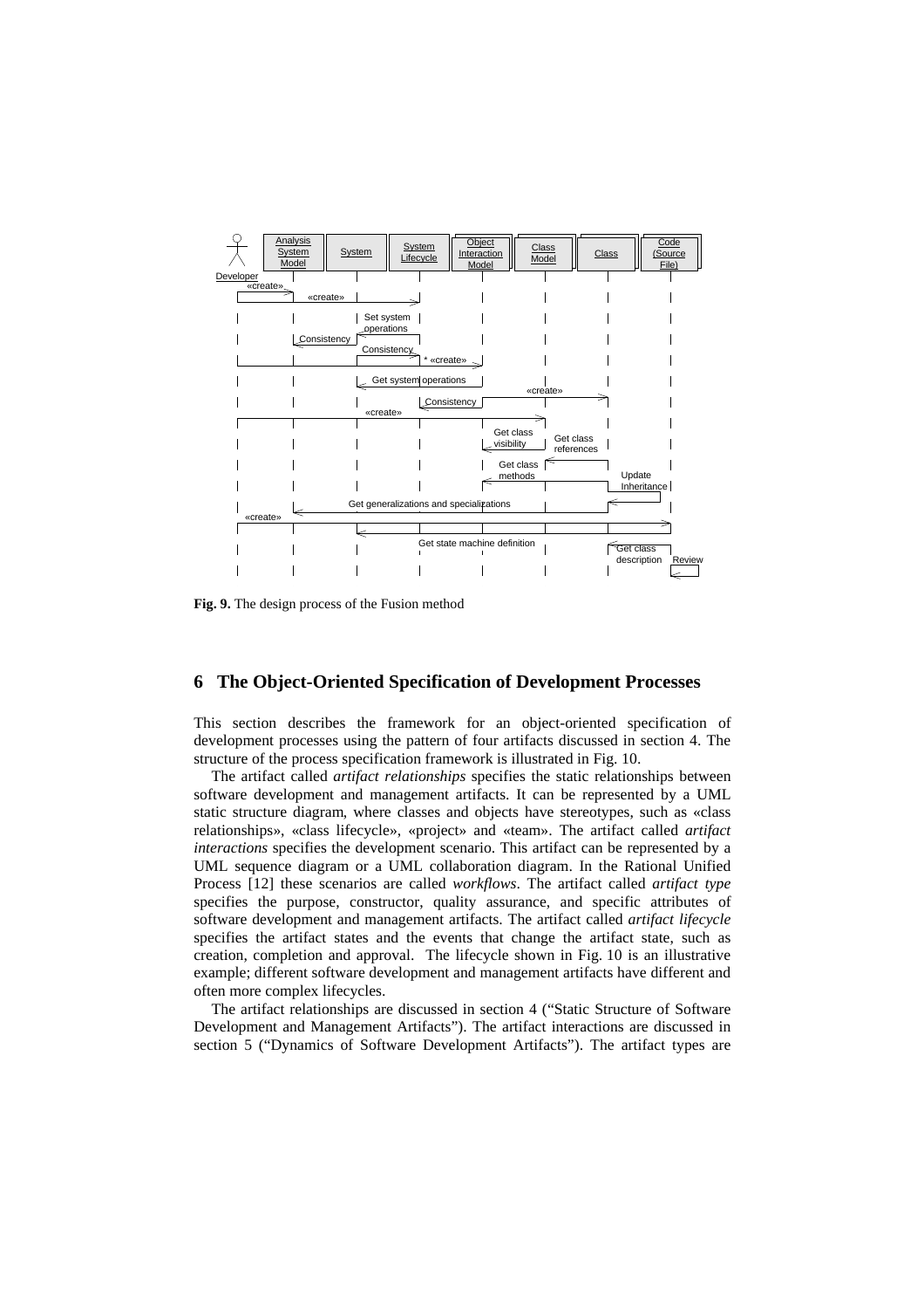**Fig. 9.** The design process of the Fusion method

## 6 The Object-Oriented Specification of Development Processes

This section describes the framework for an object-oriented specification of development processes using the pattern of four artifacts discussed in section 4. The structure of the process specification framework is illustrated in Fig. 10.

The artifact called *artifact relationships* specifies the static relationships between software development and management artifacts. It can be represented by a UML static structure diagram, where classes and objects have stereotypes, such as «class relationships», «class lifecycle», «project» and «team». The artifact called *artifact interactions* specifies the development scenario. This artifact can be represented by a UML sequence diagram or a UML collaboration diagram. In the Rational Unified Process [12] these scenarios are called *workflows*. The artifact called *artifact type* specifies the purpose, constructor, quality assurance, and specific attributes of software development and management artifacts. The artifact called *artifact lifecycle* specifies the artifact states and the events that change the artifact state, such as creation, completion and approval. The lifecycle shown in Fig. 10 is an illustrative example; different software development and management artifacts have different and often more complex lifecycles.

The artifact relationships are discussed in section 4 ("Static Structure of Software Development and Management Artifacts"). The artifact interactions are discussed in section 5 ("Dynamics of Software Development Artifacts"). The artifact types are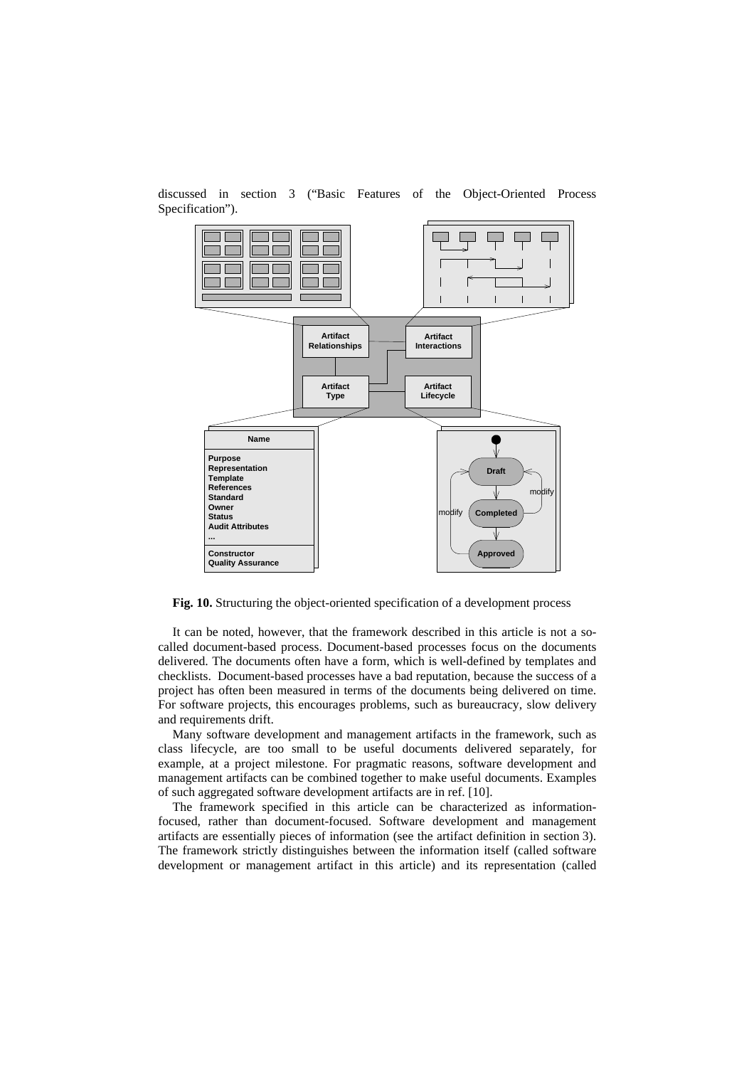discussed in section 3 ("Basic Features of the Object-Oriented Process Specification").

**Fig. 10.** Structuring the object-oriented specification of a development process

It can be noted, however, that the framework described in this article is not a so-called document-based process. Document-based processes focus on the documents delivered. The documents often have a form, which is well-defined by templates and checklists. Document-based processes have a bad reputation, because the success of a project has often been measured in terms of the documents being delivered on time. For software projects, this encourages problems, such as bureaucracy, slow delivery and requirements drift.

Many software development and management artifacts in the framework, such as class lifecycle, are too small to be useful documents delivered separately, for example, at a project milestone. For pragmatic reasons, software development and management artifacts can be combined together to make useful documents. Examples of such aggregated software development artifacts are in ref. [10].

The framework specified in this article can be characterized as information-focused, rather than document-focused. Software development and management artifacts are essentially pieces of information (see the artifact definition in section 3). The framework strictly distinguishes between the information itself (called software development or management artifact in this article) and its representation (called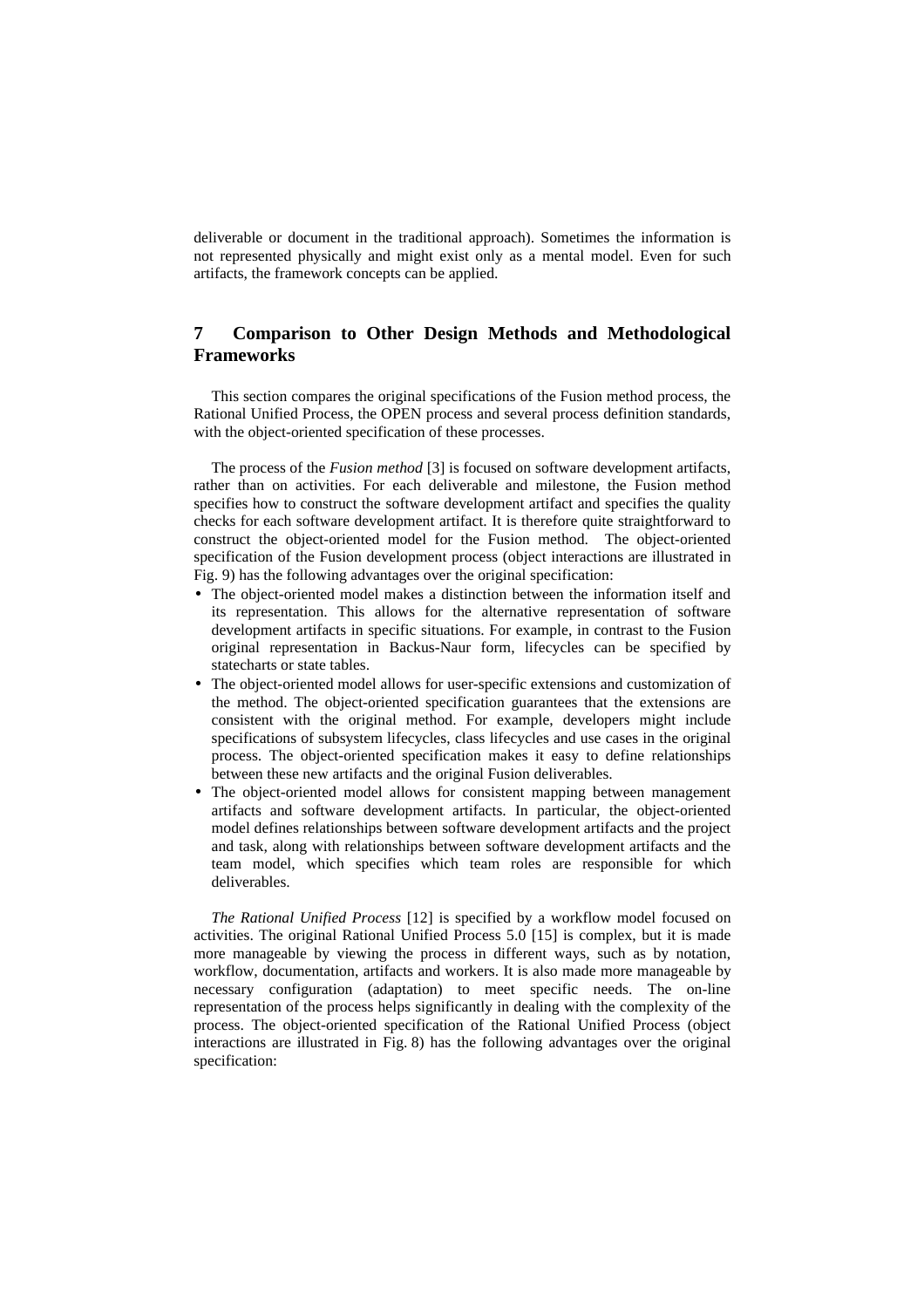deliverable or document in the traditional approach). Sometimes the information is not represented physically and might exist only as a mental model. Even for such artifacts, the framework concepts can be applied.

## 7 Comparison to Other Design Methods and Methodological Frameworks

This section compares the original specifications of the Fusion method process, the Rational Unified Process, the OPEN process and several process definition standards, with the object-oriented specification of these processes.

The process of the *Fusion method* [3] is focused on software development artifacts, rather than on activities. For each deliverable and milestone, the Fusion method specifies how to construct the software development artifact and specifies the quality checks for each software development artifact. It is therefore quite straightforward to construct the object-oriented model for the Fusion method. The object-oriented specification of the Fusion development process (object interactions are illustrated in Fig. 9) has the following advantages over the original specification:

- The object-oriented model makes a distinction between the information itself and its representation. This allows for the alternative representation of software development artifacts in specific situations. For example, in contrast to the Fusion original representation in Backus-Naur form, lifecycles can be specified by statecharts or state tables.
- The object-oriented model allows for user-specific extensions and customization of the method. The object-oriented specification guarantees that the extensions are consistent with the original method. For example, developers might include specifications of subsystem lifecycles, class lifecycles and use cases in the original process. The object-oriented specification makes it easy to define relationships between these new artifacts and the original Fusion deliverables.
- The object-oriented model allows for consistent mapping between management artifacts and software development artifacts. In particular, the object-oriented model defines relationships between software development artifacts and the project and task, along with relationships between software development artifacts and the team model, which specifies which team roles are responsible for which deliverables.

*The Rational Unified Process* [12] is specified by a workflow model focused on activities. The original Rational Unified Process 5.0 [15] is complex, but it is made more manageable by viewing the process in different ways, such as by notation, workflow, documentation, artifacts and workers. It is also made more manageable by necessary configuration (adaptation) to meet specific needs. The on-line representation of the process helps significantly in dealing with the complexity of the process. The object-oriented specification of the Rational Unified Process (object interactions are illustrated in Fig. 8) has the following advantages over the original specification: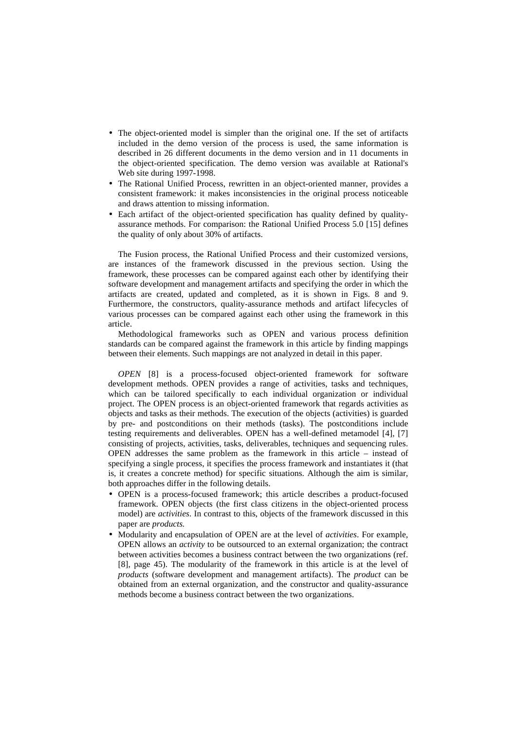- The object-oriented model is simpler than the original one. If the set of artifacts included in the demo version of the process is used, the same information is described in 26 different documents in the demo version and in 11 documents in the object-oriented specification. The demo version was available at Rational's Web site during 1997-1998.
- The Rational Unified Process, rewritten in an object-oriented manner, provides a consistent framework: it makes inconsistencies in the original process noticeable and draws attention to missing information.
- Each artifact of the object-oriented specification has quality defined by quality-assurance methods. For comparison: the Rational Unified Process 5.0 [15] defines the quality of only about 30% of artifacts.

The Fusion process, the Rational Unified Process and their customized versions, are instances of the framework discussed in the previous section. Using the framework, these processes can be compared against each other by identifying their software development and management artifacts and specifying the order in which the artifacts are created, updated and completed, as it is shown in Figs. 8 and 9. Furthermore, the constructors, quality-assurance methods and artifact lifecycles of various processes can be compared against each other using the framework in this article.

Methodological frameworks such as OPEN and various process definition standards can be compared against the framework in this article by finding mappings between their elements. Such mappings are not analyzed in detail in this paper.

*OPEN* [8] is a process-focused object-oriented framework for software development methods. OPEN provides a range of activities, tasks and techniques, which can be tailored specifically to each individual organization or individual project. The OPEN process is an object-oriented framework that regards activities as objects and tasks as their methods. The execution of the objects (activities) is guarded by pre- and postconditions on their methods (tasks). The postconditions include testing requirements and deliverables. OPEN has a well-defined metamodel [4], [7] consisting of projects, activities, tasks, deliverables, techniques and sequencing rules. OPEN addresses the same problem as the framework in this article – instead of specifying a single process, it specifies the process framework and instantiates it (that is, it creates a concrete method) for specific situations. Although the aim is similar, both approaches differ in the following details.

- OPEN is a process-focused framework; this article describes a product-focused framework. OPEN objects (the first class citizens in the object-oriented process model) are *activities*. In contrast to this, objects of the framework discussed in this paper are *products.*
- Modularity and encapsulation of OPEN are at the level of *activities*. For example, OPEN allows an *activity* to be outsourced to an external organization; the contract between activities becomes a business contract between the two organizations (ref. [8], page 45). The modularity of the framework in this article is at the level of *products* (software development and management artifacts). The *product* can be obtained from an external organization, and the constructor and quality-assurance methods become a business contract between the two organizations.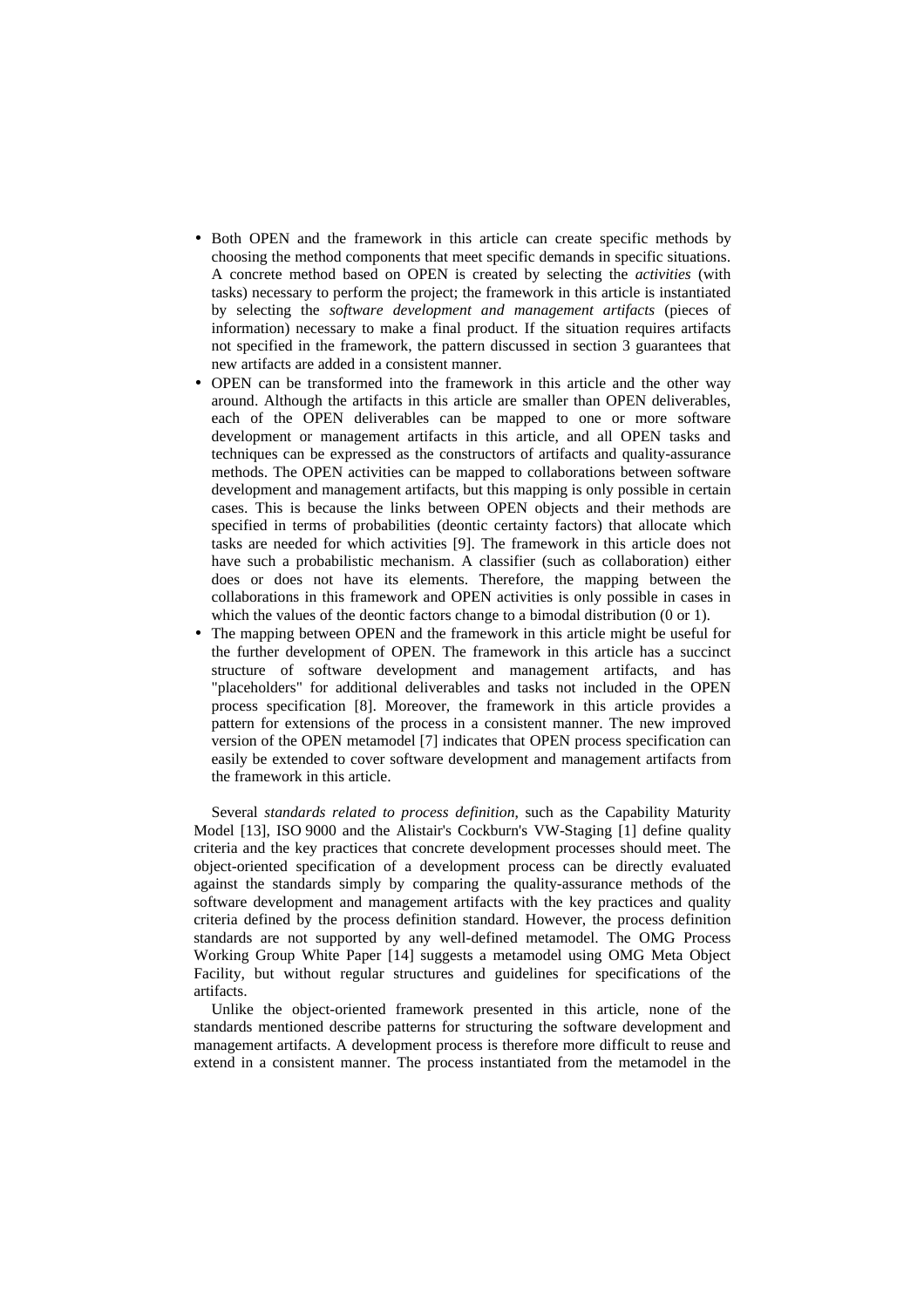- Both OPEN and the framework in this article can create specific methods by choosing the method components that meet specific demands in specific situations. A concrete method based on OPEN is created by selecting the *activities* (with tasks) necessary to perform the project; the framework in this article is instantiated by selecting the *software development and management artifacts* (pieces of information) necessary to make a final product. If the situation requires artifacts not specified in the framework, the pattern discussed in section 3 guarantees that new artifacts are added in a consistent manner.
- OPEN can be transformed into the framework in this article and the other way around. Although the artifacts in this article are smaller than OPEN deliverables, each of the OPEN deliverables can be mapped to one or more software development or management artifacts in this article, and all OPEN tasks and techniques can be expressed as the constructors of artifacts and quality-assurance methods. The OPEN activities can be mapped to collaborations between software development and management artifacts, but this mapping is only possible in certain cases. This is because the links between OPEN objects and their methods are specified in terms of probabilities (deontic certainty factors) that allocate which tasks are needed for which activities [9]. The framework in this article does not have such a probabilistic mechanism. A classifier (such as collaboration) either does or does not have its elements. Therefore, the mapping between the collaborations in this framework and OPEN activities is only possible in cases in which the values of the deontic factors change to a bimodal distribution (0 or 1).
- The mapping between OPEN and the framework in this article might be useful for the further development of OPEN. The framework in this article has a succinct structure of software development and management artifacts, and has "placeholders" for additional deliverables and tasks not included in the OPEN process specification [8]. Moreover, the framework in this article provides a pattern for extensions of the process in a consistent manner. The new improved version of the OPEN metamodel [7] indicates that OPEN process specification can easily be extended to cover software development and management artifacts from the framework in this article.

Several *standards related to process definition*, such as the Capability Maturity Model [13], ISO 9000 and the Alistair's Cockburn's VW-Staging [1] define quality criteria and the key practices that concrete development processes should meet. The object-oriented specification of a development process can be directly evaluated against the standards simply by comparing the quality-assurance methods of the software development and management artifacts with the key practices and quality criteria defined by the process definition standard. However, the process definition standards are not supported by any well-defined metamodel. The OMG Process Working Group White Paper [14] suggests a metamodel using OMG Meta Object Facility, but without regular structures and guidelines for specifications of the artifacts.

Unlike the object-oriented framework presented in this article, none of the standards mentioned describe patterns for structuring the software development and management artifacts. A development process is therefore more difficult to reuse and extend in a consistent manner. The process instantiated from the metamodel in the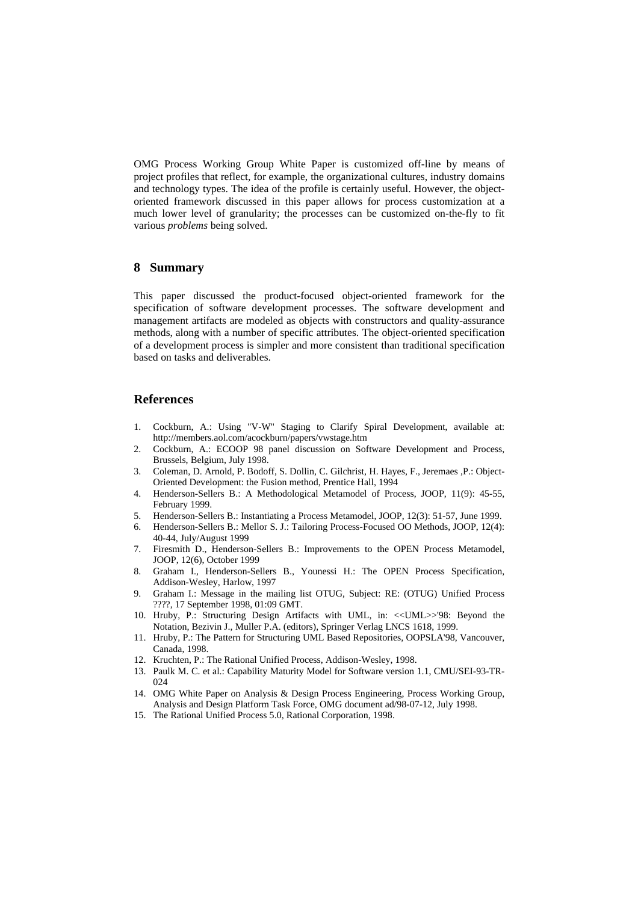OMG Process Working Group White Paper is customized off-line by means of project profiles that reflect, for example, the organizational cultures, industry domains and technology types. The idea of the profile is certainly useful. However, the object-oriented framework discussed in this paper allows for process customization at a much lower level of granularity; the processes can be customized on-the-fly to fit various *problems* being solved.

## 8 Summary

This paper discussed the product-focused object-oriented framework for the specification of software development processes. The software development and management artifacts are modeled as objects with constructors and quality-assurance methods, along with a number of specific attributes. The object-oriented specification of a development process is simpler and more consistent than traditional specification based on tasks and deliverables.

## References

1. Cockburn, A.: Using "V-W" Staging to Clarify Spiral Development, available at: http://members.aol.com/acockburn/papers/vwstage.htm
2. Cockburn, A.: ECOOP 98 panel discussion on Software Development and Process, Brussels, Belgium, July 1998.
3. Coleman, D. Arnold, P. Bodoff, S. Dollin, C. Gilchrist, H. Hayes, F., Jeremaes ,P.: Object-Oriented Development: the Fusion method, Prentice Hall, 1994
4. Henderson-Sellers B.: A Methodological Metamodel of Process, JOOP, 11(9): 45-55, February 1999.
5. Henderson-Sellers B.: Instantiating a Process Metamodel, JOOP, 12(3): 51-57, June 1999.
6. Henderson-Sellers B.: Mellor S. J.: Tailoring Process-Focused OO Methods, JOOP, 12(4): 40-44, July/August 1999
7. Firesmith D., Henderson-Sellers B.: Improvements to the OPEN Process Metamodel, JOOP, 12(6), October 1999
8. Graham I., Henderson-Sellers B., Younessi H.: The OPEN Process Specification, Addison-Wesley, Harlow, 1997
9. Graham I.: Message in the mailing list OTUG, Subject: RE: (OTUG) Unified Process ????, 17 September 1998, 01:09 GMT.
10. Hruby, P.: Structuring Design Artifacts with UML, in: <<UML>>'98: Beyond the Notation, Bezivin J., Muller P.A. (editors), Springer Verlag LNCS 1618, 1999.
11. Hruby, P.: The Pattern for Structuring UML Based Repositories, OOPSLA'98, Vancouver, Canada, 1998.
12. Kruchten, P.: The Rational Unified Process, Addison-Wesley, 1998.
13. Paulk M. C. et al.: Capability Maturity Model for Software version 1.1, CMU/SEI-93-TR-024
14. OMG White Paper on Analysis & Design Process Engineering, Process Working Group, Analysis and Design Platform Task Force, OMG document ad/98-07-12, July 1998.
15. The Rational Unified Process 5.0, Rational Corporation, 1998.